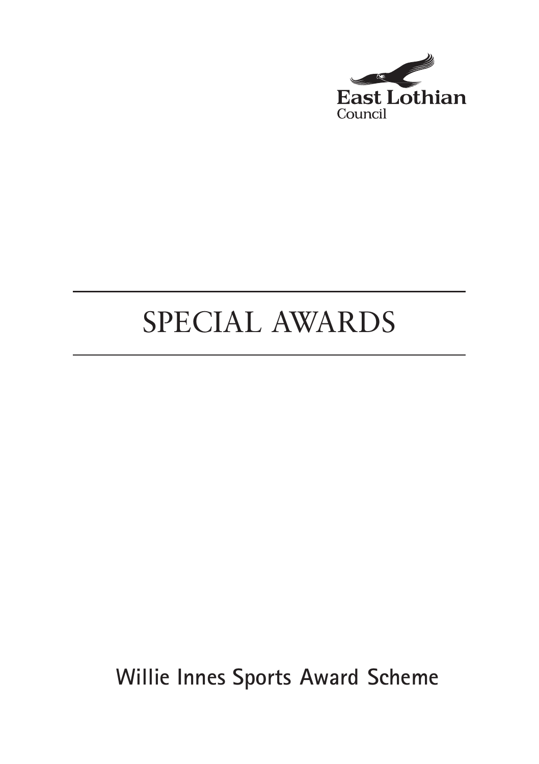East Lothian
Council

# SPECIAL AWARDS

**Willie Innes Sports Award Scheme**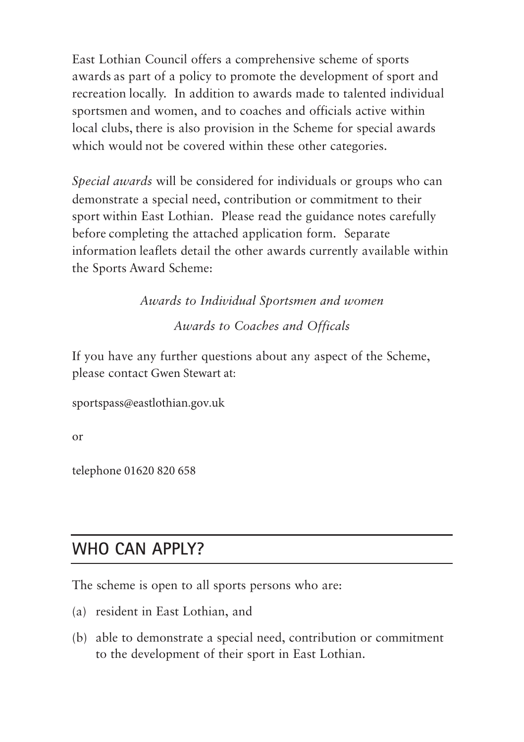East Lothian Council offers a comprehensive scheme of sports awards as part of a policy to promote the development of sport and recreation locally. In addition to awards made to talented individual sportsmen and women, and to coaches and officials active within local clubs, there is also provision in the Scheme for special awards which would not be covered within these other categories.

*Special awards* will be considered for individuals or groups who can demonstrate a special need, contribution or commitment to their sport within East Lothian. Please read the guidance notes carefully before completing the attached application form. Separate information leaflets detail the other awards currently available within the Sports Award Scheme:

*Awards to Individual Sportsmen and women*

*Awards to Coaches and Officals*

If you have any further questions about any aspect of the Scheme, please contact Gwen Stewart at:

sportspass@eastlothian.gov.uk

or

telephone 01620 820 658

## WHO CAN APPLY?

The scheme is open to all sports persons who are:

(a) resident in East Lothian, and

(b) able to demonstrate a special need, contribution or commitment to the development of their sport in East Lothian.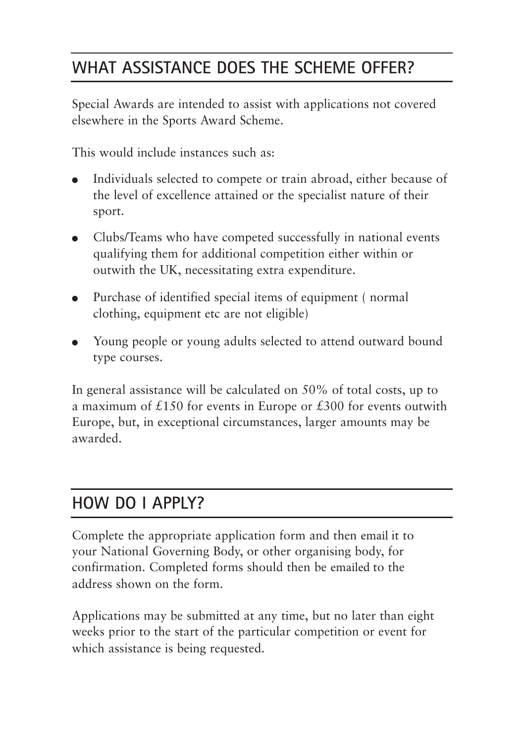## WHAT ASSISTANCE DOES THE SCHEME OFFER?

Special Awards are intended to assist with applications not covered elsewhere in the Sports Award Scheme.

This would include instances such as:

- Individuals selected to compete or train abroad, either because of the level of excellence attained or the specialist nature of their sport.
- Clubs/Teams who have competed successfully in national events qualifying them for additional competition either within or outwith the UK, necessitating extra expenditure.
- Purchase of identified special items of equipment ( normal clothing, equipment etc are not eligible)
- Young people or young adults selected to attend outward bound type courses.

In general assistance will be calculated on 50% of total costs, up to a maximum of £150 for events in Europe or £300 for events outwith Europe, but, in exceptional circumstances, larger amounts may be awarded.

## HOW DO I APPLY?

Complete the appropriate application form and then email it to your National Governing Body, or other organising body, for confirmation. Completed forms should then be emailed to the address shown on the form.

Applications may be submitted at any time, but no later than eight weeks prior to the start of the particular competition or event for which assistance is being requested.